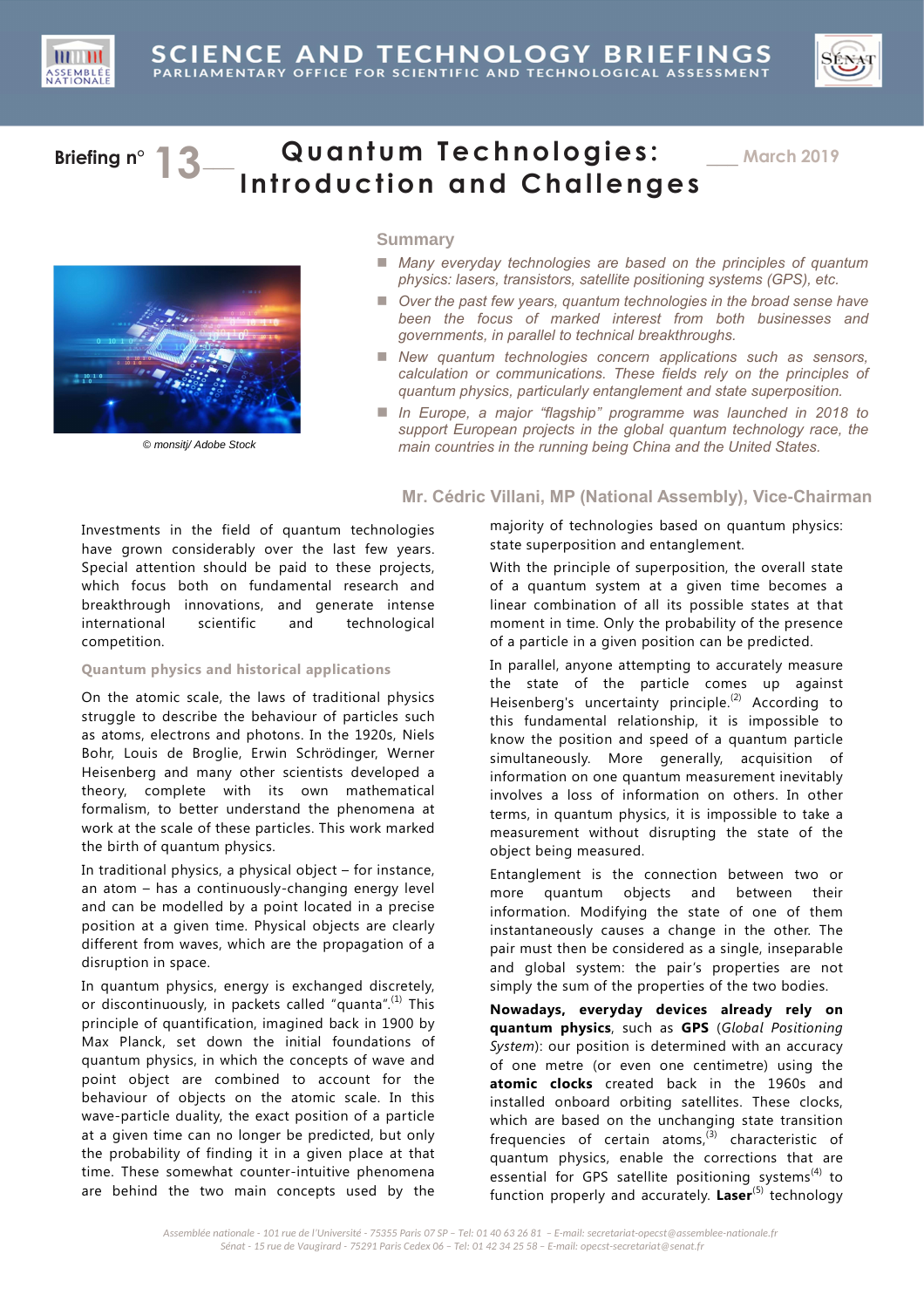# Science and Technology Briefings

Parliamentary Office for Scientific and Technological Assessment

**Briefing n° 13** — March 2019

# Quantum Technologies: Introduction and Challenges

© monsitj/ Adobe Stock

## Summary

- *Many everyday technologies are based on the principles of quantum physics: lasers, transistors, satellite positioning systems (GPS), etc.*
- *Over the past few years, quantum technologies in the broad sense have been the focus of marked interest from both businesses and governments, in parallel to technical breakthroughs.*
- *New quantum technologies concern applications such as sensors, calculation or communications. These fields rely on the principles of quantum physics, particularly entanglement and state superposition.*
- *In Europe, a major "flagship" programme was launched in 2018 to support European projects in the global quantum technology race, the main countries in the running being China and the United States.*

**Mr. Cédric Villani, MP (National Assembly), Vice-Chairman**

Investments in the field of quantum technologies have grown considerably over the last few years. Special attention should be paid to these projects, which focus both on fundamental research and breakthrough innovations, and generate intense international scientific and technological competition.

### Quantum physics and historical applications

On the atomic scale, the laws of traditional physics struggle to describe the behaviour of particles such as atoms, electrons and photons. In the 1920s, Niels Bohr, Louis de Broglie, Erwin Schrödinger, Werner Heisenberg and many other scientists developed a theory, complete with its own mathematical formalism, to better understand the phenomena at work at the scale of these particles. This work marked the birth of quantum physics.

In traditional physics, a physical object – for instance, an atom – has a continuously-changing energy level and can be modelled by a point located in a precise position at a given time. Physical objects are clearly different from waves, which are the propagation of a disruption in space.

In quantum physics, energy is exchanged discretely, or discontinuously, in packets called "quanta".[1] This principle of quantification, imagined back in 1900 by Max Planck, set down the initial foundations of quantum physics, in which the concepts of wave and point object are combined to account for the behaviour of objects on the atomic scale. In this wave-particle duality, the exact position of a particle at a given time can no longer be predicted, but only the probability of finding it in a given place at that time. These somewhat counter-intuitive phenomena are behind the two main concepts used by the majority of technologies based on quantum physics: state superposition and entanglement.

With the principle of superposition, the overall state of a quantum system at a given time becomes a linear combination of all its possible states at that moment in time. Only the probability of the presence of a particle in a given position can be predicted.

In parallel, anyone attempting to accurately measure the state of the particle comes up against Heisenberg's uncertainty principle.[2] According to this fundamental relationship, it is impossible to know the position and speed of a quantum particle simultaneously. More generally, acquisition of information on one quantum measurement inevitably involves a loss of information on others. In other terms, in quantum physics, it is impossible to take a measurement without disrupting the state of the object being measured.

Entanglement is the connection between two or more quantum objects and between their information. Modifying the state of one of them instantaneously causes a change in the other. The pair must then be considered as a single, inseparable and global system: the pair's properties are not simply the sum of the properties of the two bodies.

**Nowadays, everyday devices already rely on quantum physics**, such as **GPS** (*Global Positioning System*): our position is determined with an accuracy of one metre (or even one centimetre) using the **atomic clocks** created back in the 1960s and installed onboard orbiting satellites. These clocks, which are based on the unchanging state transition frequencies of certain atoms,[3] characteristic of quantum physics, enable the corrections that are essential for GPS satellite positioning systems[4] to function properly and accurately. **Laser**[5] technology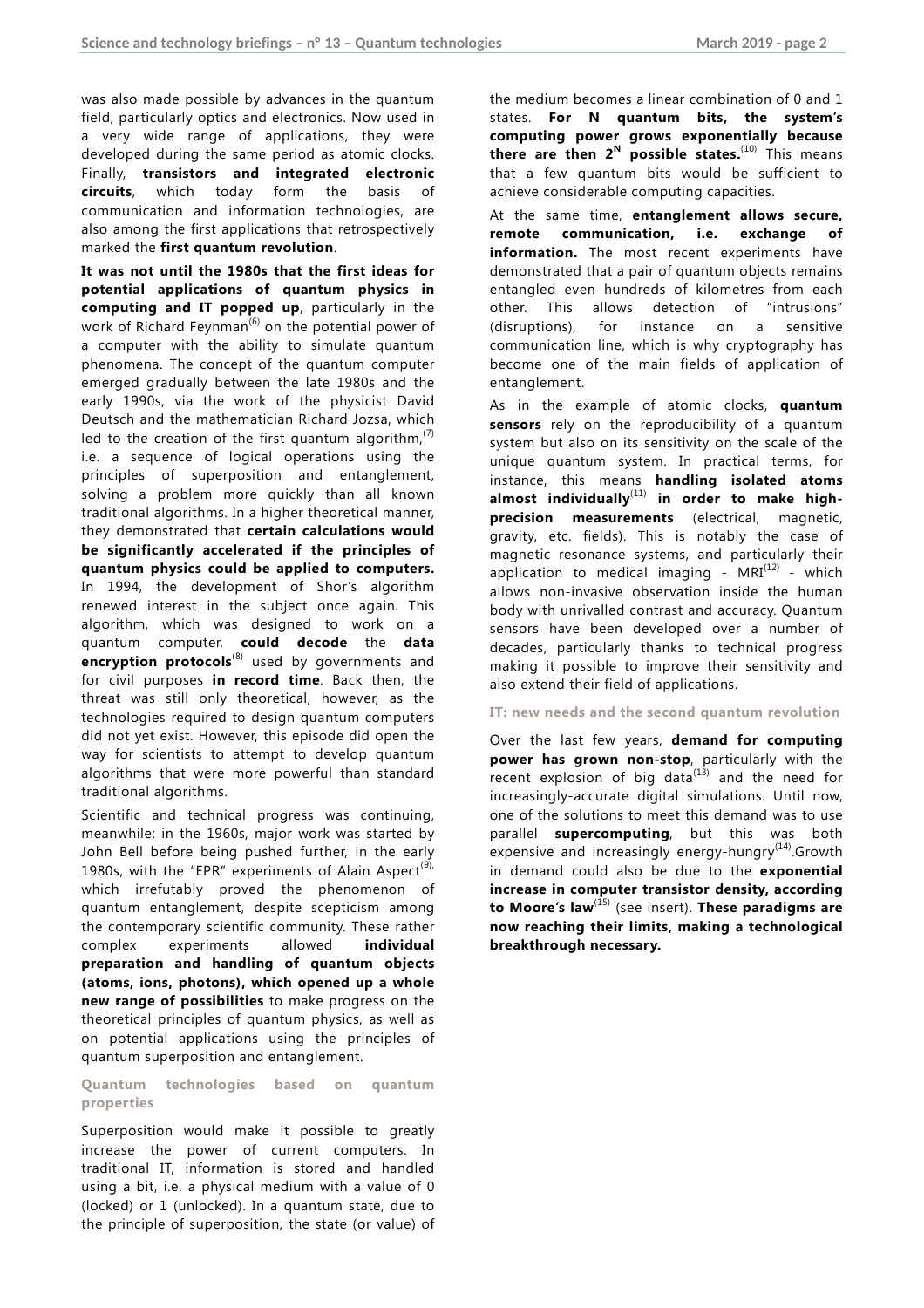was also made possible by advances in the quantum field, particularly optics and electronics. Now used in a very wide range of applications, they were developed during the same period as atomic clocks. Finally, **transistors and integrated electronic circuits**, which today form the basis of communication and information technologies, are also among the first applications that retrospectively marked the **first quantum revolution**.

**It was not until the 1980s that the first ideas for potential applications of quantum physics in computing and IT popped up**, particularly in the work of Richard Feynman[6] on the potential power of a computer with the ability to simulate quantum phenomena. The concept of the quantum computer emerged gradually between the late 1980s and the early 1990s, via the work of the physicist David Deutsch and the mathematician Richard Jozsa, which led to the creation of the first quantum algorithm,[7] i.e. a sequence of logical operations using the principles of superposition and entanglement, solving a problem more quickly than all known traditional algorithms. In a higher theoretical manner, they demonstrated that **certain calculations would be significantly accelerated if the principles of quantum physics could be applied to computers.** In 1994, the development of Shor's algorithm renewed interest in the subject once again. This algorithm, which was designed to work on a quantum computer, **could decode** the **data encryption protocols**[8] used by governments and for civil purposes **in record time**. Back then, the threat was still only theoretical, however, as the technologies required to design quantum computers did not yet exist. However, this episode did open the way for scientists to attempt to develop quantum algorithms that were more powerful than standard traditional algorithms.

Scientific and technical progress was continuing, meanwhile: in the 1960s, major work was started by John Bell before being pushed further, in the early 1980s, with the "EPR" experiments of Alain Aspect[9], which irrefutably proved the phenomenon of quantum entanglement, despite scepticism among the contemporary scientific community. These rather complex experiments allowed **individual preparation and handling of quantum objects (atoms, ions, photons), which opened up a whole new range of possibilities** to make progress on the theoretical principles of quantum physics, as well as on potential applications using the principles of quantum superposition and entanglement.

### Quantum technologies based on quantum properties

Superposition would make it possible to greatly increase the power of current computers. In traditional IT, information is stored and handled using a bit, i.e. a physical medium with a value of 0 (locked) or 1 (unlocked). In a quantum state, due to the principle of superposition, the state (or value) of the medium becomes a linear combination of 0 and 1 states. **For N quantum bits, the system's computing power grows exponentially because there are then $2^N$ possible states.**[10] This means that a few quantum bits would be sufficient to achieve considerable computing capacities.

At the same time, **entanglement allows secure, remote communication, i.e. exchange of information.** The most recent experiments have demonstrated that a pair of quantum objects remains entangled even hundreds of kilometres from each other. This allows detection of "intrusions" (disruptions), for instance on a sensitive communication line, which is why cryptography has become one of the main fields of application of entanglement.

As in the example of atomic clocks, **quantum sensors** rely on the reproducibility of a quantum system but also on its sensitivity on the scale of the unique quantum system. In practical terms, for instance, this means **handling isolated atoms almost individually**[11] **in order to make high-precision measurements** (electrical, magnetic, gravity, etc. fields). This is notably the case of magnetic resonance systems, and particularly their application to medical imaging - MRI[12] - which allows non-invasive observation inside the human body with unrivalled contrast and accuracy. Quantum sensors have been developed over a number of decades, particularly thanks to technical progress making it possible to improve their sensitivity and also extend their field of applications.

### IT: new needs and the second quantum revolution

Over the last few years, **demand for computing power has grown non-stop**, particularly with the recent explosion of big data[13] and the need for increasingly-accurate digital simulations. Until now, one of the solutions to meet this demand was to use parallel **supercomputing**, but this was both expensive and increasingly energy-hungry[14].Growth in demand could also be due to the **exponential increase in computer transistor density, according to Moore's law**[15] (see insert). **These paradigms are now reaching their limits, making a technological breakthrough necessary.**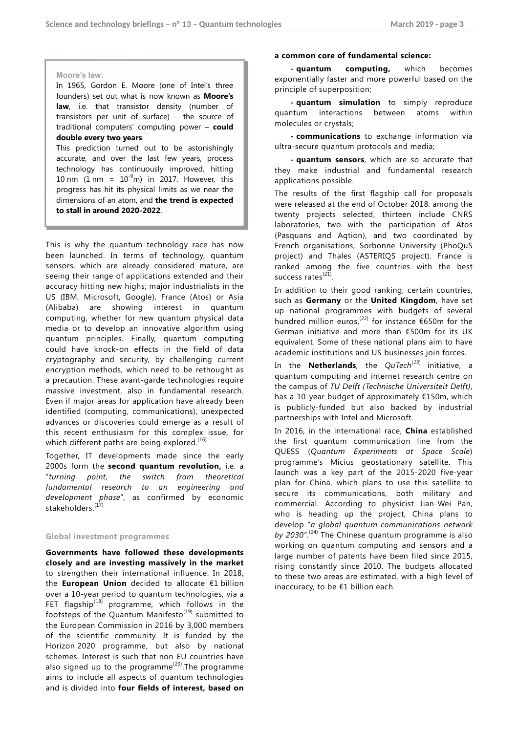**Moore's law:**

In 1965, Gordon E. Moore (one of Intel's three founders) set out what is now known as **Moore's law**, i.e. that transistor density (number of transistors per unit of surface) – the source of traditional computers' computing power – **could double every two years**.

This prediction turned out to be astonishingly accurate, and over the last few years, process technology has continuously improved, hitting 10 nm (1 nm = $10^{-9}$m) in 2017. However, this progress has hit its physical limits as we near the dimensions of an atom, and **the trend is expected to stall in around 2020-2022**.

This is why the quantum technology race has now been launched. In terms of technology, quantum sensors, which are already considered mature, are seeing their range of applications extended and their accuracy hitting new highs; major industrialists in the US (IBM, Microsoft, Google), France (Atos) or Asia (Alibaba) are showing interest in quantum computing, whether for new quantum physical data media or to develop an innovative algorithm using quantum principles. Finally, quantum computing could have knock-on effects in the field of data cryptography and security, by challenging current encryption methods, which need to be rethought as a precaution. These avant-garde technologies require massive investment, also in fundamental research. Even if major areas for application have already been identified (computing, communications), unexpected advances or discoveries could emerge as a result of this recent enthusiasm for this complex issue, for which different paths are being explored.[16]

Together, IT developments made since the early 2000s form the **second quantum revolution,** i.e. a "*turning point, the switch from theoretical fundamental research to an engineering and development phase*", as confirmed by economic stakeholders.[17]

### Global investment programmes

**Governments have followed these developments closely and are investing massively in the market** to strengthen their international influence. In 2018, the **European Union** decided to allocate €1 billion over a 10-year period to quantum technologies, via a FET flagship[18] programme, which follows in the footsteps of the Quantum Manifesto[19] submitted to the European Commission in 2016 by 3,000 members of the scientific community. It is funded by the Horizon 2020 programme, but also by national schemes. Interest is such that non-EU countries have also signed up to the programme[20].The programme aims to include all aspects of quantum technologies and is divided into **four fields of interest, based on a common core of fundamental science:**

- **quantum computing,** which becomes exponentially faster and more powerful based on the principle of superposition;
- **quantum simulation** to simply reproduce quantum interactions between atoms within molecules or crystals;
- **communications** to exchange information via ultra-secure quantum protocols and media;
- **quantum sensors**, which are so accurate that they make industrial and fundamental research applications possible.

The results of the first flagship call for proposals were released at the end of October 2018: among the twenty projects selected, thirteen include CNRS laboratories, two with the participation of Atos (Pasquans and Aqtion), and two coordinated by French organisations, Sorbonne University (PhoQuS project) and Thales (ASTERIQS project). France is ranked among the five countries with the best success rates[21].

In addition to their good ranking, certain countries, such as **Germany** or the **United Kingdom**, have set up national programmes with budgets of several hundred million euros,[22] for instance €650m for the German initiative and more than €500m for its UK equivalent. Some of these national plans aim to have academic institutions and US businesses join forces.

In the **Netherlands**, the *QuTech*[23] initiative, a quantum computing and internet research centre on the campus of *TU Delft (Technische Universiteit Delft)*, has a 10-year budget of approximately €150m, which is publicly-funded but also backed by industrial partnerships with Intel and Microsoft.

In 2016, in the international race, **China** established the first quantum communication line from the QUESS (*Quantum Experiments at Space Scale*) programme's Micius geostationary satellite. This launch was a key part of the 2015-2020 five-year plan for China, which plans to use this satellite to secure its communications, both military and commercial. According to physicist Jian-Wei Pan, who is heading up the project, China plans to develop "*a global quantum communications network by 2030*".[24] The Chinese quantum programme is also working on quantum computing and sensors and a large number of patents have been filed since 2015, rising constantly since 2010. The budgets allocated to these two areas are estimated, with a high level of inaccuracy, to be €1 billion each.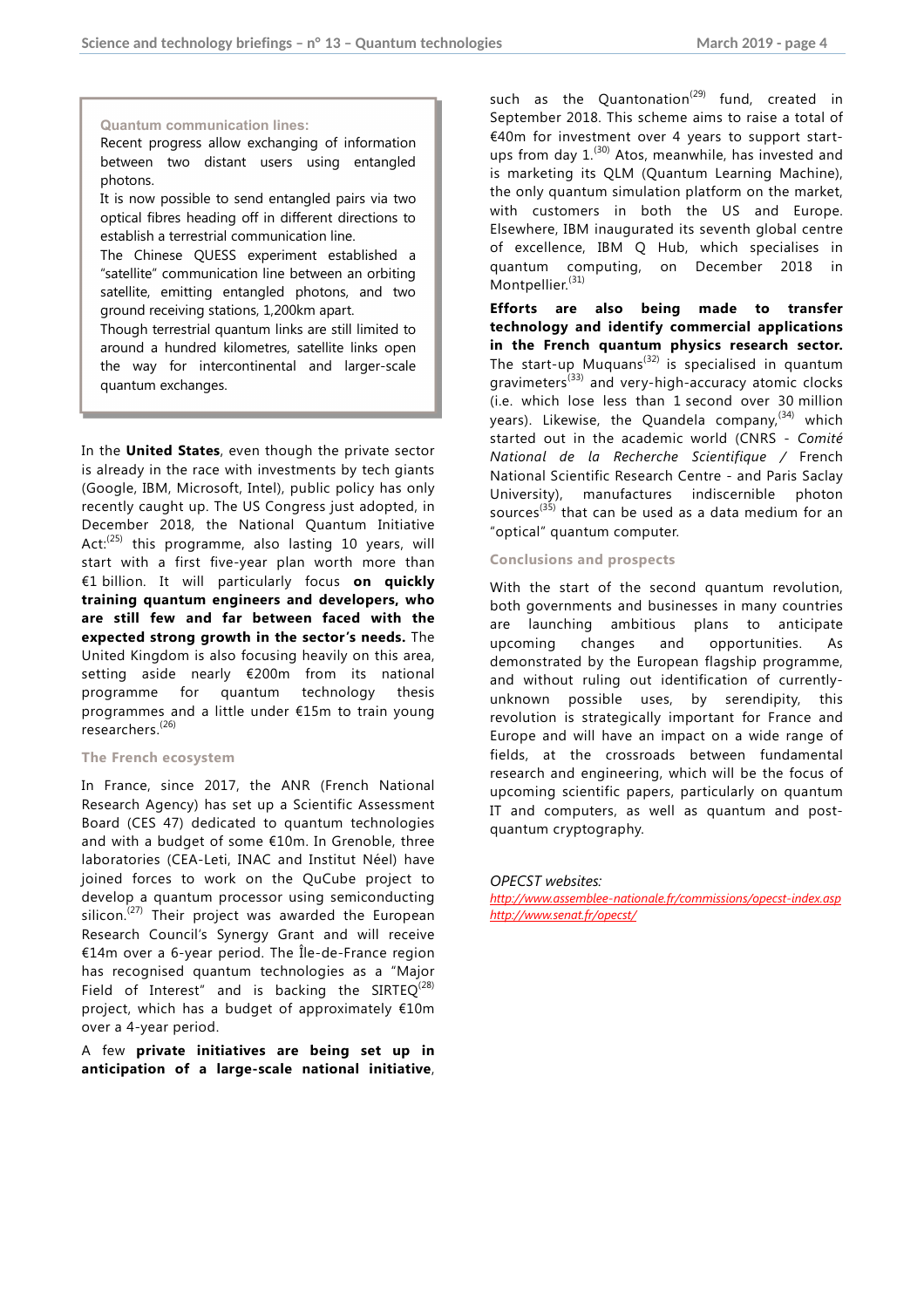**Quantum communication lines:**

Recent progress allow exchanging of information between two distant users using entangled photons.

It is now possible to send entangled pairs via two optical fibres heading off in different directions to establish a terrestrial communication line.

The Chinese QUESS experiment established a "satellite" communication line between an orbiting satellite, emitting entangled photons, and two ground receiving stations, 1,200km apart.

Though terrestrial quantum links are still limited to around a hundred kilometres, satellite links open the way for intercontinental and larger-scale quantum exchanges.

In the **United States**, even though the private sector is already in the race with investments by tech giants (Google, IBM, Microsoft, Intel), public policy has only recently caught up. The US Congress just adopted, in December 2018, the National Quantum Initiative Act:[25] this programme, also lasting 10 years, will start with a first five-year plan worth more than €1 billion. It will particularly focus **on quickly training quantum engineers and developers, who are still few and far between faced with the expected strong growth in the sector's needs.** The United Kingdom is also focusing heavily on this area, setting aside nearly €200m from its national programme for quantum technology thesis programmes and a little under €15m to train young researchers.[26]

### The French ecosystem

In France, since 2017, the ANR (French National Research Agency) has set up a Scientific Assessment Board (CES 47) dedicated to quantum technologies and with a budget of some €10m. In Grenoble, three laboratories (CEA-Leti, INAC and Institut Néel) have joined forces to work on the QuCube project to develop a quantum processor using semiconducting silicon.[27] Their project was awarded the European Research Council's Synergy Grant and will receive €14m over a 6-year period. The Île-de-France region has recognised quantum technologies as a "Major Field of Interest" and is backing the SIRTEQ[28] project, which has a budget of approximately €10m over a 4-year period.

A few **private initiatives are being set up in anticipation of a large-scale national initiative**, such as the Quantonation[29] fund, created in September 2018. This scheme aims to raise a total of €40m for investment over 4 years to support start-ups from day 1.[30] Atos, meanwhile, has invested and is marketing its QLM (Quantum Learning Machine), the only quantum simulation platform on the market, with customers in both the US and Europe. Elsewhere, IBM inaugurated its seventh global centre of excellence, IBM Q Hub, which specialises in quantum computing, on December 2018 in Montpellier.[31]

**Efforts are also being made to transfer technology and identify commercial applications in the French quantum physics research sector.** The start-up Muquans[32] is specialised in quantum gravimeters[33] and very-high-accuracy atomic clocks (i.e. which lose less than 1 second over 30 million years). Likewise, the Quandela company,[34] which started out in the academic world (CNRS - *Comité National de la Recherche Scientifique* / French National Scientific Research Centre - and Paris Saclay University), manufactures indiscernible photon sources[35] that can be used as a data medium for an "optical" quantum computer.

### Conclusions and prospects

With the start of the second quantum revolution, both governments and businesses in many countries are launching ambitious plans to anticipate upcoming changes and opportunities. As demonstrated by the European flagship programme, and without ruling out identification of currently-unknown possible uses, by serendipity, this revolution is strategically important for France and Europe and will have an impact on a wide range of fields, at the crossroads between fundamental research and engineering, which will be the focus of upcoming scientific papers, particularly on quantum IT and computers, as well as quantum and post-quantum cryptography.

*OPECST websites:*

http://www.assemblee-nationale.fr/commissions/opecst-index.asp

http://www.senat.fr/opecst/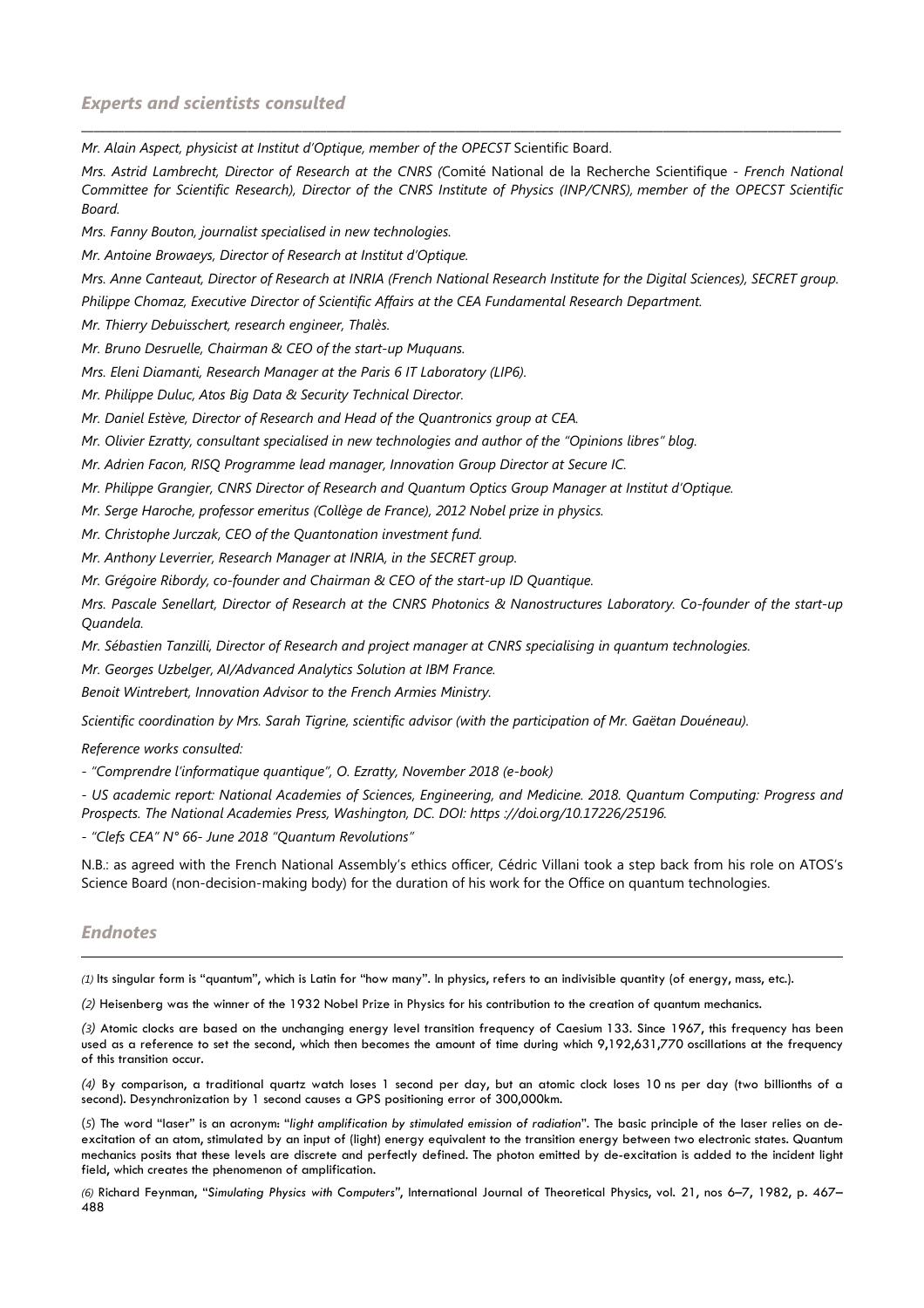## *Experts and scientists consulted*

*Mr. Alain Aspect, physicist at Institut d'Optique, member of the OPECST* Scientific Board.

*Mrs. Astrid Lambrecht, Director of Research at the CNRS (*Comité National de la Recherche Scientifique - *French National Committee for Scientific Research), Director of the CNRS Institute of Physics (INP/CNRS), member of the OPECST Scientific Board.*

*Mrs. Fanny Bouton, journalist specialised in new technologies.*

*Mr. Antoine Browaeys, Director of Research at Institut d'Optique.*

*Mrs. Anne Canteaut, Director of Research at INRIA (French National Research Institute for the Digital Sciences), SECRET group.*

*Philippe Chomaz, Executive Director of Scientific Affairs at the CEA Fundamental Research Department.*

*Mr. Thierry Debuisschert, research engineer, Thalès.*

*Mr. Bruno Desruelle, Chairman & CEO of the start-up Muquans.*

*Mrs. Eleni Diamanti, Research Manager at the Paris 6 IT Laboratory (LIP6).*

*Mr. Philippe Duluc, Atos Big Data & Security Technical Director.*

*Mr. Daniel Estève, Director of Research and Head of the Quantronics group at CEA.*

*Mr. Olivier Ezratty, consultant specialised in new technologies and author of the "Opinions libres" blog.*

*Mr. Adrien Facon, RISQ Programme lead manager, Innovation Group Director at Secure IC.*

*Mr. Philippe Grangier, CNRS Director of Research and Quantum Optics Group Manager at Institut d'Optique.*

*Mr. Serge Haroche, professor emeritus (Collège de France), 2012 Nobel prize in physics.*

*Mr. Christophe Jurczak, CEO of the Quantonation investment fund.*

*Mr. Anthony Leverrier, Research Manager at INRIA, in the SECRET group.*

*Mr. Grégoire Ribordy, co-founder and Chairman & CEO of the start-up ID Quantique.*

*Mrs. Pascale Senellart, Director of Research at the CNRS Photonics & Nanostructures Laboratory. Co-founder of the start-up Quandela.*

*Mr. Sébastien Tanzilli, Director of Research and project manager at CNRS specialising in quantum technologies.*

*Mr. Georges Uzbelger, AI/Advanced Analytics Solution at IBM France.*

*Benoit Wintrebert, Innovation Advisor to the French Armies Ministry.*

*Scientific coordination by Mrs. Sarah Tigrine, scientific advisor (with the participation of Mr. Gaëtan Douéneau).*

*Reference works consulted:*

*- "Comprendre l'informatique quantique", O. Ezratty, November 2018 (e-book)*

*- US academic report: National Academies of Sciences, Engineering, and Medicine. 2018. Quantum Computing: Progress and Prospects. The National Academies Press, Washington, DC. DOI: https ://doi.org/10.17226/25196.*

*- "Clefs CEA" N° 66- June 2018 "Quantum Revolutions"*

N.B.: as agreed with the French National Assembly's ethics officer, Cédric Villani took a step back from his role on ATOS's Science Board (non-decision-making body) for the duration of his work for the Office on quantum technologies.

## *Endnotes*

*(1)* Its singular form is "quantum", which is Latin for "how many". In physics, refers to an indivisible quantity (of energy, mass, etc.).

*(2)* Heisenberg was the winner of the 1932 Nobel Prize in Physics for his contribution to the creation of quantum mechanics.

*(3)* Atomic clocks are based on the unchanging energy level transition frequency of Caesium 133. Since 1967, this frequency has been used as a reference to set the second, which then becomes the amount of time during which 9,192,631,770 oscillations at the frequency of this transition occur.

*(4)* By comparison, a traditional quartz watch loses 1 second per day, but an atomic clock loses 10 ns per day (two billionths of a second). Desynchronization by 1 second causes a GPS positioning error of 300,000km.

(5) The word "laser" is an acronym: "*light amplification by stimulated emission of radiation*". The basic principle of the laser relies on de-excitation of an atom, stimulated by an input of (light) energy equivalent to the transition energy between two electronic states. Quantum mechanics posits that these levels are discrete and perfectly defined. The photon emitted by de-excitation is added to the incident light field, which creates the phenomenon of amplification.

*(6)* Richard Feynman, "*Simulating Physics with Computers*", International Journal of Theoretical Physics, vol. 21, nos 6–7, 1982, p. 467–488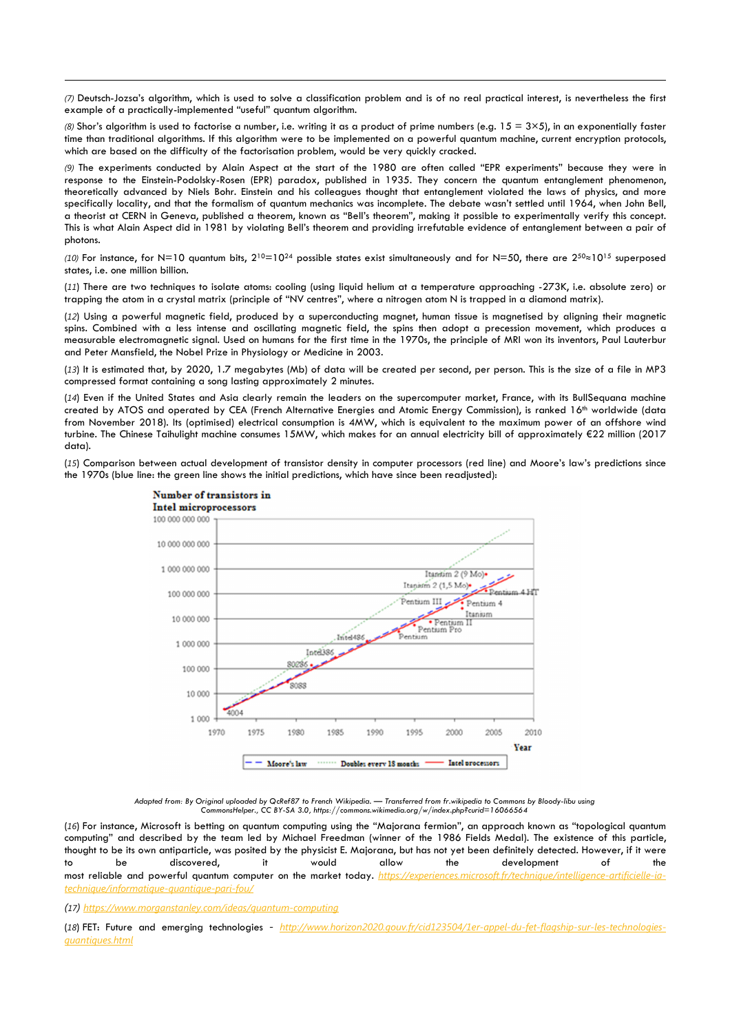*(7)* Deutsch-Jozsa's algorithm, which is used to solve a classification problem and is of no real practical interest, is nevertheless the first example of a practically-implemented "useful" quantum algorithm.

*(8)* Shor's algorithm is used to factorise a number, i.e. writing it as a product of prime numbers (e.g. 15 = 3×5), in an exponentially faster time than traditional algorithms. If this algorithm were to be implemented on a powerful quantum machine, current encryption protocols, which are based on the difficulty of the factorisation problem, would be very quickly cracked.

*(9)* The experiments conducted by Alain Aspect at the start of the 1980 are often called "EPR experiments" because they were in response to the Einstein-Podolsky-Rosen (EPR) paradox, published in 1935. They concern the quantum entanglement phenomenon, theoretically advanced by Niels Bohr. Einstein and his colleagues thought that entanglement violated the laws of physics, and more specifically locality, and that the formalism of quantum mechanics was incomplete. The debate wasn't settled until 1964, when John Bell, a theorist at CERN in Geneva, published a theorem, known as "Bell's theorem", making it possible to experimentally verify this concept. This is what Alain Aspect did in 1981 by violating Bell's theorem and providing irrefutable evidence of entanglement between a pair of photons.

*(10)* For instance, for N=10 quantum bits, $2^{10}=10^{24}$ possible states exist simultaneously and for N=50, there are $2^{50}\approx10^{15}$ superposed states, i.e. one million billion.

(*11*) There are two techniques to isolate atoms: cooling (using liquid helium at a temperature approaching -273K, i.e. absolute zero) or trapping the atom in a crystal matrix (principle of "NV centres", where a nitrogen atom N is trapped in a diamond matrix).

(*12*) Using a powerful magnetic field, produced by a superconducting magnet, human tissue is magnetised by aligning their magnetic spins. Combined with a less intense and oscillating magnetic field, the spins then adopt a precession movement, which produces a measurable electromagnetic signal. Used on humans for the first time in the 1970s, the principle of MRI won its inventors, Paul Lauterbur and Peter Mansfield, the Nobel Prize in Physiology or Medicine in 2003.

(*13*) It is estimated that, by 2020, 1.7 megabytes (Mb) of data will be created per second, per person. This is the size of a file in MP3 compressed format containing a song lasting approximately 2 minutes.

(*14*) Even if the United States and Asia clearly remain the leaders on the supercomputer market, France, with its BullSequana machine created by ATOS and operated by CEA (French Alternative Energies and Atomic Energy Commission), is ranked 16th worldwide (data from November 2018). Its (optimised) electrical consumption is 4MW, which is equivalent to the maximum power of an offshore wind turbine. The Chinese Taihulight machine consumes 15MW, which makes for an annual electricity bill of approximately €22 million (2017 data).

(*15*) Comparison between actual development of transistor density in computer processors (red line) and Moore's law's predictions since the 1970s (blue line: the green line shows the initial predictions, which have since been readjusted):

*Adapted from: By Original uploaded by QcRef87 to French Wikipedia. — Transferred from fr.wikipedia to Commons by Bloody-libu using CommonsHelper., CC BY-SA 3.0, https://commons.wikimedia.org/w/index.php?curid=16066564*

(*16*) For instance, Microsoft is betting on quantum computing using the "Majorana fermion", an approach known as "topological quantum computing" and described by the team led by Michael Freedman (winner of the 1986 Fields Medal). The existence of this particle, thought to be its own antiparticle, was posited by the physicist E. Majorana, but has not yet been definitely detected. However, if it were to be discovered, it would allow the development of the most reliable and powerful quantum computer on the market today. [https://experiences.microsoft.fr/technique/intelligence-artificielle-ia-technique/informatique-quantique-pari-fou/](https://experiences.microsoft.fr/technique/intelligence-artificielle-ia-technique/informatique-quantique-pari-fou/)

*(17)* [https://www.morganstanley.com/ideas/quantum-computing](https://www.morganstanley.com/ideas/quantum-computing)

(*18*) FET: Future and emerging technologies - [http://www.horizon2020.gouv.fr/cid123504/1er-appel-du-fet-flagship-sur-les-technologies-quantiques.html](http://www.horizon2020.gouv.fr/cid123504/1er-appel-du-fet-flagship-sur-les-technologies-quantiques.html)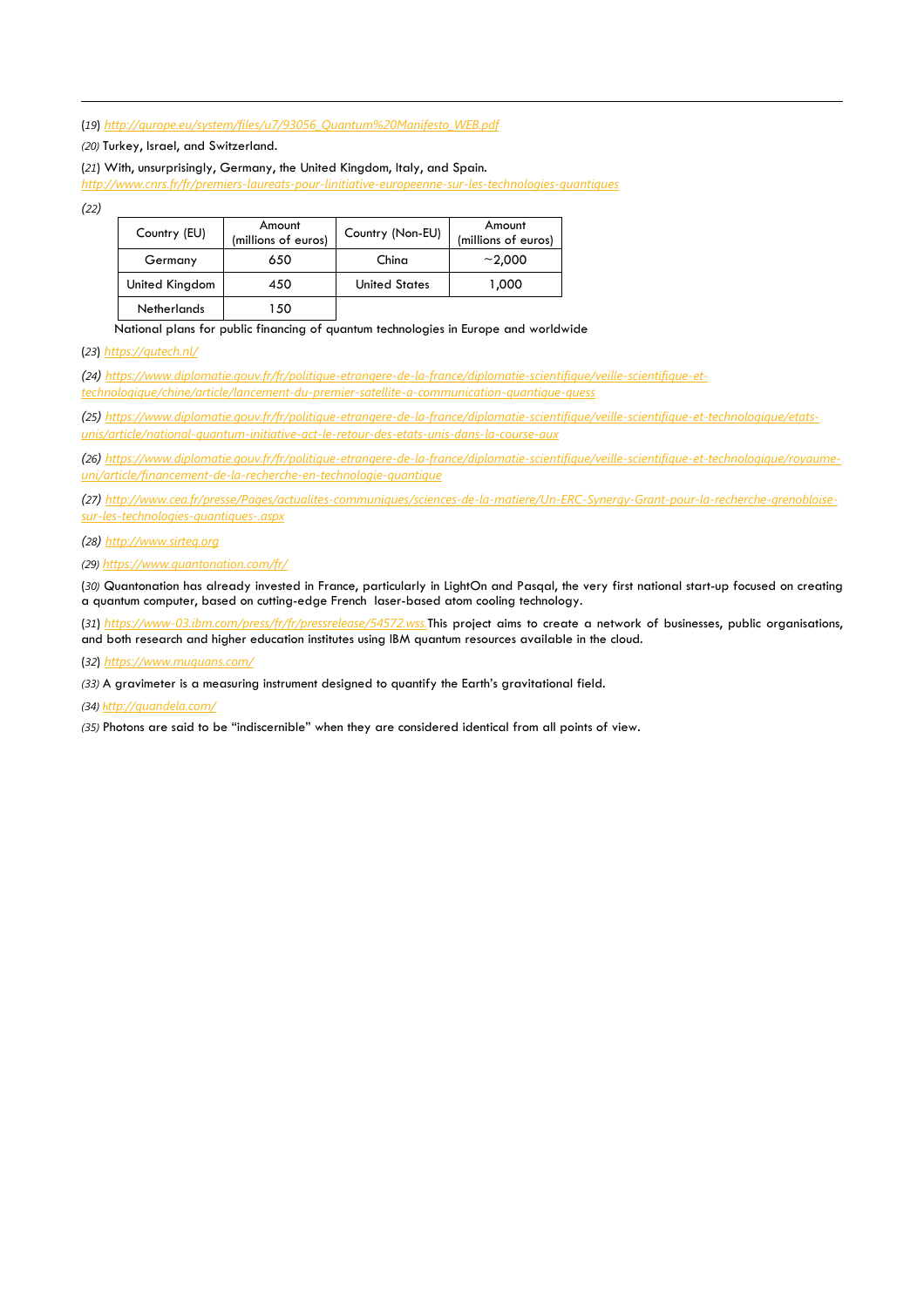(19) http://qurope.eu/system/files/u7/93056_Quantum%20Manifesto_WEB.pdf

(20) Turkey, Israel, and Switzerland.

(21) With, unsurprisingly, Germany, the United Kingdom, Italy, and Spain.
http://www.cnrs.fr/fr/premiers-laureats-pour-linitiative-europeenne-sur-les-technologies-quantiques

(22)

| Country (EU) | Amount (millions of euros) | Country (Non-EU) | Amount (millions of euros) |
|---|---|---|---|
| Germany | 650 | China | ~2,000 |
| United Kingdom | 450 | United States | 1,000 |
| Netherlands | 150 | | |

National plans for public financing of quantum technologies in Europe and worldwide

(23) https://qutech.nl/

(24) https://www.diplomatie.gouv.fr/fr/politique-etrangere-de-la-france/diplomatie-scientifique/veille-scientifique-et-technologique/chine/article/lancement-du-premier-satellite-a-communication-quantique-quess

(25) https://www.diplomatie.gouv.fr/fr/politique-etrangere-de-la-france/diplomatie-scientifique/veille-scientifique-et-technologique/etats-unis/article/national-quantum-initiative-act-le-retour-des-etats-unis-dans-la-course-aux

(26) https://www.diplomatie.gouv.fr/fr/politique-etrangere-de-la-france/diplomatie-scientifique/veille-scientifique-et-technologique/royaume-uni/article/financement-de-la-recherche-en-technologie-quantique

(27) http://www.cea.fr/presse/Pages/actualites-communiques/sciences-de-la-matiere/Un-ERC-Synergy-Grant-pour-la-recherche-grenobloise-sur-les-technologies-quantiques-.aspx

(28) http://www.sirteq.org

(29) https://www.quantonation.com/fr/

(30) Quantonation has already invested in France, particularly in LightOn and Pasqal, the very first national start-up focused on creating a quantum computer, based on cutting-edge French laser-based atom cooling technology.

(31) https://www-03.ibm.com/press/fr/fr/pressrelease/54572.wss.This project aims to create a network of businesses, public organisations, and both research and higher education institutes using IBM quantum resources available in the cloud.

(32) https://www.muquans.com/

(33) A gravimeter is a measuring instrument designed to quantify the Earth's gravitational field.

(34) http://quandela.com/

(35) Photons are said to be "indiscernible" when they are considered identical from all points of view.